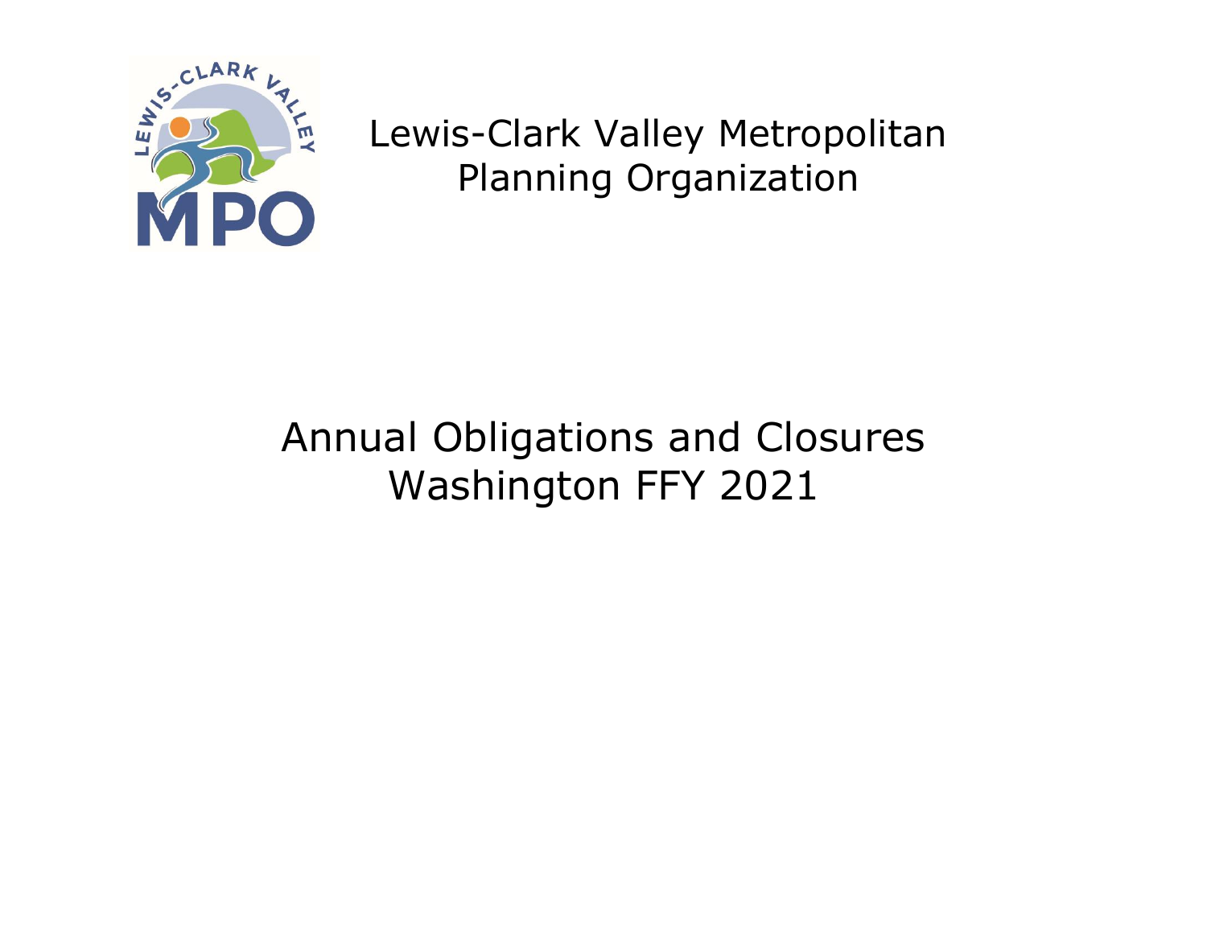# Lewis-Clark Valley Metropolitan Planning Organization

# Annual Obligations and Closures
# Washington FFY 2021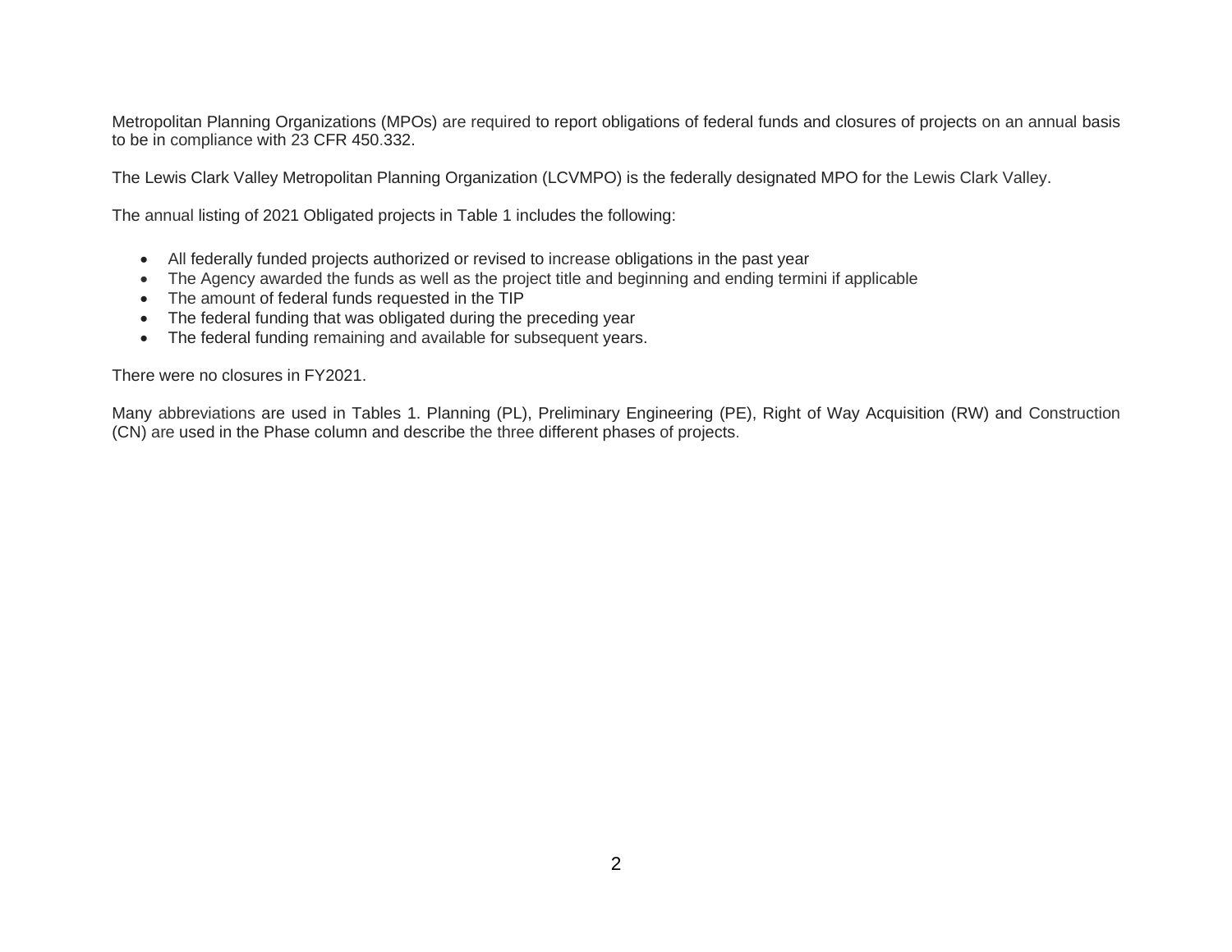Metropolitan Planning Organizations (MPOs) are required to report obligations of federal funds and closures of projects on an annual basis to be in compliance with 23 CFR 450.332.

The Lewis Clark Valley Metropolitan Planning Organization (LCVMPO) is the federally designated MPO for the Lewis Clark Valley.

The annual listing of 2021 Obligated projects in Table 1 includes the following:

- All federally funded projects authorized or revised to increase obligations in the past year
- The Agency awarded the funds as well as the project title and beginning and ending termini if applicable
- The amount of federal funds requested in the TIP
- The federal funding that was obligated during the preceding year
- The federal funding remaining and available for subsequent years.

There were no closures in FY2021.

Many abbreviations are used in Tables 1. Planning (PL), Preliminary Engineering (PE), Right of Way Acquisition (RW) and Construction (CN) are used in the Phase column and describe the three different phases of projects.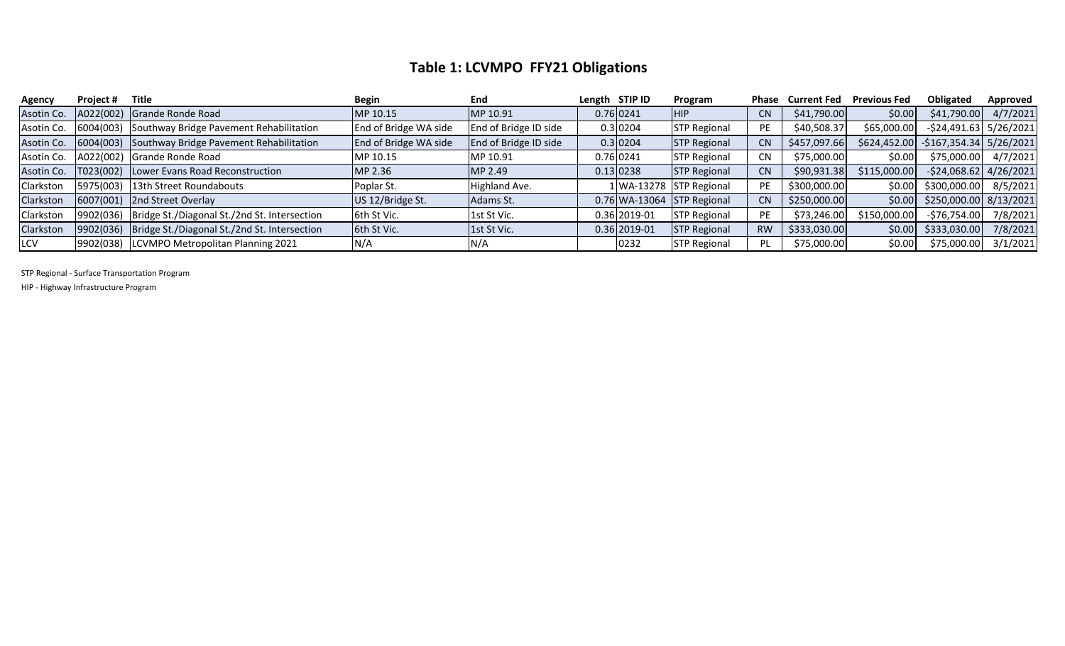# Table 1: LCVMPO FFY21 Obligations

| Agency | Project # | Title | Begin | End | Length | STIP ID | Program | Phase | Current Fed | Previous Fed | Obligated | Approved |
|---|---|---|---|---|---|---|---|---|---|---|---|---|
| Asotin Co. | A022(002) | Grande Ronde Road | MP 10.15 | MP 10.91 | 0.76 | 0241 | HIP | CN | $41,790.00 | $0.00 | $41,790.00 | 4/7/2021 |
| Asotin Co. | 6004(003) | Southway Bridge Pavement Rehabilitation | End of Bridge WA side | End of Bridge ID side | 0.3 | 0204 | STP Regional | PE | $40,508.37 | $65,000.00 | -$24,491.63 | 5/26/2021 |
| Asotin Co. | 6004(003) | Southway Bridge Pavement Rehabilitation | End of Bridge WA side | End of Bridge ID side | 0.3 | 0204 | STP Regional | CN | $457,097.66 | $624,452.00 | -$167,354.34 | 5/26/2021 |
| Asotin Co. | A022(002) | Grande Ronde Road | MP 10.15 | MP 10.91 | 0.76 | 0241 | STP Regional | CN | $75,000.00 | $0.00 | $75,000.00 | 4/7/2021 |
| Asotin Co. | T023(002) | Lower Evans Road Reconstruction | MP 2.36 | MP 2.49 | 0.13 | 0238 | STP Regional | CN | $90,931.38 | $115,000.00 | -$24,068.62 | 4/26/2021 |
| Clarkston | 5975(003) | 13th Street Roundabouts | Poplar St. | Highland Ave. | 1 | WA-13278 | STP Regional | PE | $300,000.00 | $0.00 | $300,000.00 | 8/5/2021 |
| Clarkston | 6007(001) | 2nd Street Overlay | US 12/Bridge St. | Adams St. | 0.76 | WA-13064 | STP Regional | CN | $250,000.00 | $0.00 | $250,000.00 | 8/13/2021 |
| Clarkston | 9902(036) | Bridge St./Diagonal St./2nd St. Intersection | 6th St Vic. | 1st St Vic. | 0.36 | 2019-01 | STP Regional | PE | $73,246.00 | $150,000.00 | -$76,754.00 | 7/8/2021 |
| Clarkston | 9902(036) | Bridge St./Diagonal St./2nd St. Intersection | 6th St Vic. | 1st St Vic. | 0.36 | 2019-01 | STP Regional | RW | $333,030.00 | $0.00 | $333,030.00 | 7/8/2021 |
| LCV | 9902(038) | LCVMPO Metropolitan Planning 2021 | N/A | N/A | | 0232 | STP Regional | PL | $75,000.00 | $0.00 | $75,000.00 | 3/1/2021 |

STP Regional - Surface Transportation Program

HIP - Highway Infrastructure Program